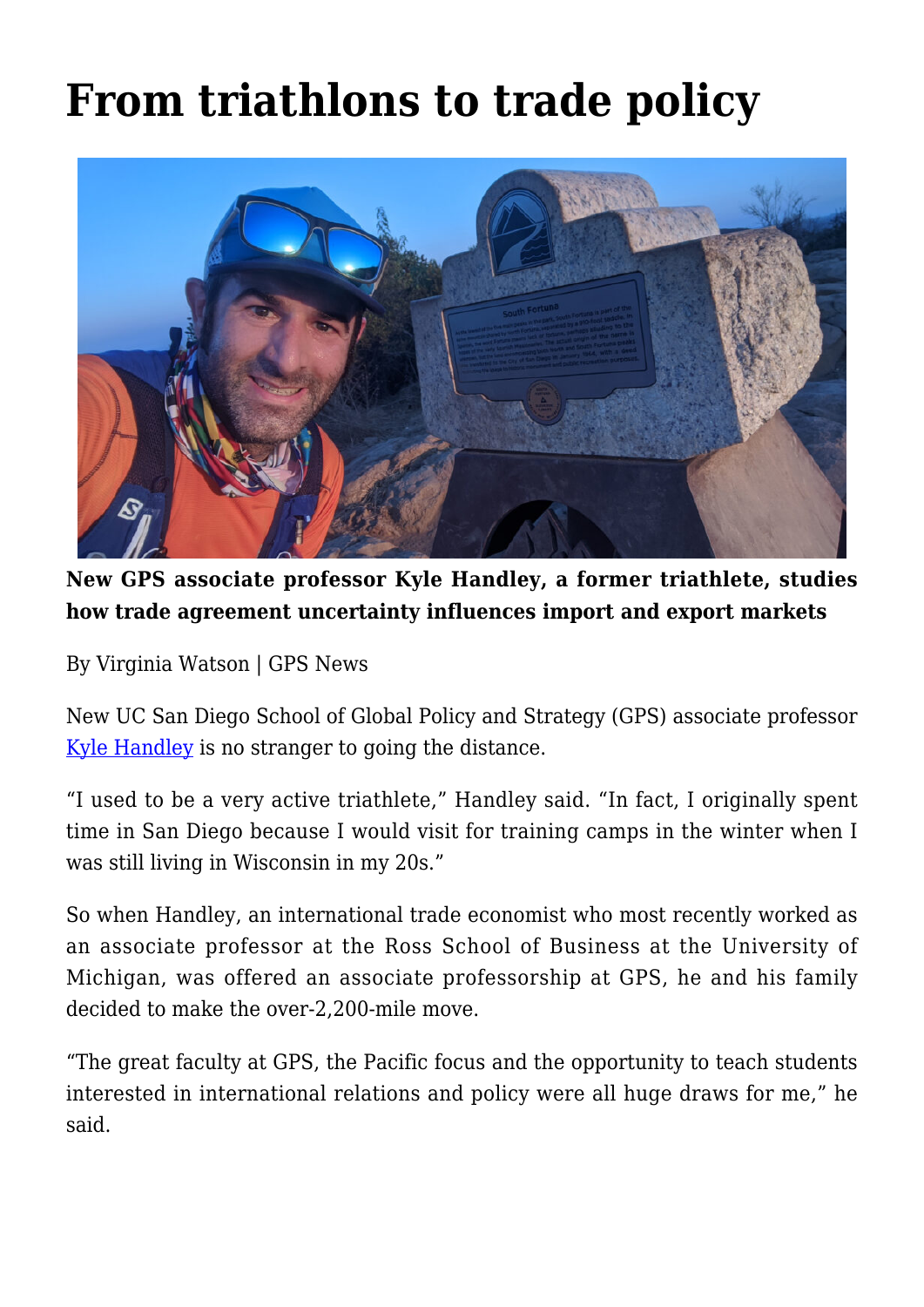# From triathlons to trade policy

**New GPS associate professor Kyle Handley, a former triathlete, studies how trade agreement uncertainty influences import and export markets**

By Virginia Watson | GPS News

New UC San Diego School of Global Policy and Strategy (GPS) associate professor Kyle Handley is no stranger to going the distance.

"I used to be a very active triathlete," Handley said. "In fact, I originally spent time in San Diego because I would visit for training camps in the winter when I was still living in Wisconsin in my 20s."

So when Handley, an international trade economist who most recently worked as an associate professor at the Ross School of Business at the University of Michigan, was offered an associate professorship at GPS, he and his family decided to make the over-2,200-mile move.

"The great faculty at GPS, the Pacific focus and the opportunity to teach students interested in international relations and policy were all huge draws for me," he said.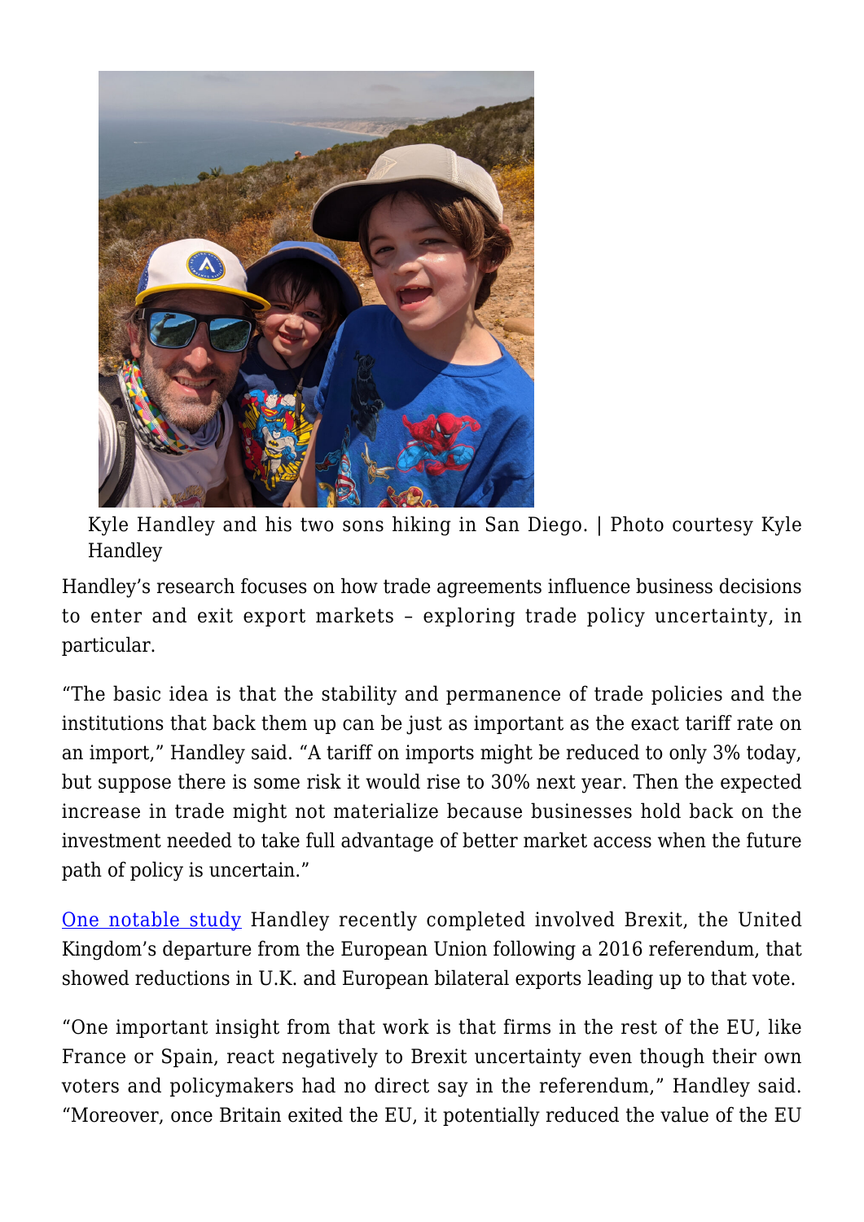Kyle Handley and his two sons hiking in San Diego. | Photo courtesy Kyle Handley

Handley's research focuses on how trade agreements influence business decisions to enter and exit export markets – exploring trade policy uncertainty, in particular.

"The basic idea is that the stability and permanence of trade policies and the institutions that back them up can be just as important as the exact tariff rate on an import," Handley said. "A tariff on imports might be reduced to only 3% today, but suppose there is some risk it would rise to 30% next year. Then the expected increase in trade might not materialize because businesses hold back on the investment needed to take full advantage of better market access when the future path of policy is uncertain."

One notable study Handley recently completed involved Brexit, the United Kingdom's departure from the European Union following a 2016 referendum, that showed reductions in U.K. and European bilateral exports leading up to that vote.

"One important insight from that work is that firms in the rest of the EU, like France or Spain, react negatively to Brexit uncertainty even though their own voters and policymakers had no direct say in the referendum," Handley said. "Moreover, once Britain exited the EU, it potentially reduced the value of the EU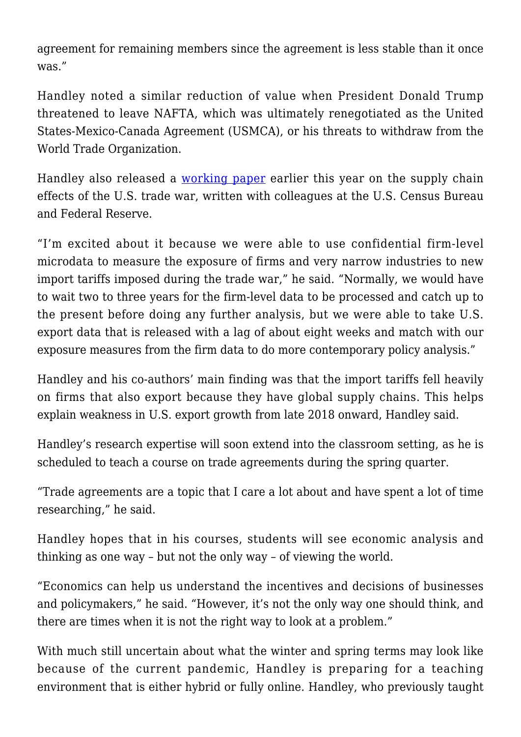agreement for remaining members since the agreement is less stable than it once was."

Handley noted a similar reduction of value when President Donald Trump threatened to leave NAFTA, which was ultimately renegotiated as the United States-Mexico-Canada Agreement (USMCA), or his threats to withdraw from the World Trade Organization.

Handley also released a [working paper]() earlier this year on the supply chain effects of the U.S. trade war, written with colleagues at the U.S. Census Bureau and Federal Reserve.

"I'm excited about it because we were able to use confidential firm-level microdata to measure the exposure of firms and very narrow industries to new import tariffs imposed during the trade war," he said. "Normally, we would have to wait two to three years for the firm-level data to be processed and catch up to the present before doing any further analysis, but we were able to take U.S. export data that is released with a lag of about eight weeks and match with our exposure measures from the firm data to do more contemporary policy analysis."

Handley and his co-authors' main finding was that the import tariffs fell heavily on firms that also export because they have global supply chains. This helps explain weakness in U.S. export growth from late 2018 onward, Handley said.

Handley's research expertise will soon extend into the classroom setting, as he is scheduled to teach a course on trade agreements during the spring quarter.

"Trade agreements are a topic that I care a lot about and have spent a lot of time researching," he said.

Handley hopes that in his courses, students will see economic analysis and thinking as one way – but not the only way – of viewing the world.

"Economics can help us understand the incentives and decisions of businesses and policymakers," he said. "However, it's not the only way one should think, and there are times when it is not the right way to look at a problem."

With much still uncertain about what the winter and spring terms may look like because of the current pandemic, Handley is preparing for a teaching environment that is either hybrid or fully online. Handley, who previously taught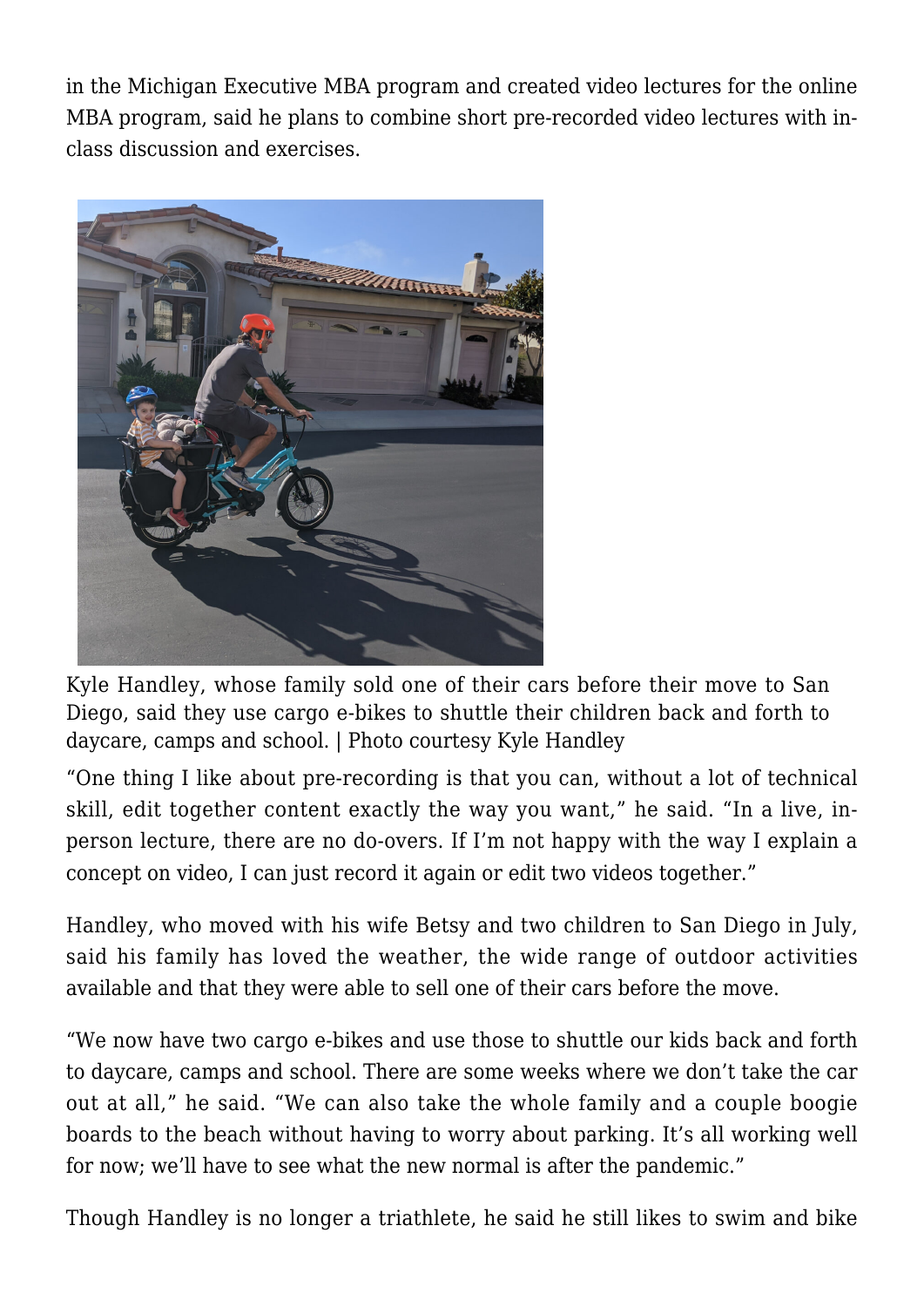in the Michigan Executive MBA program and created video lectures for the online MBA program, said he plans to combine short pre-recorded video lectures with in-class discussion and exercises.

Kyle Handley, whose family sold one of their cars before their move to San Diego, said they use cargo e-bikes to shuttle their children back and forth to daycare, camps and school. | Photo courtesy Kyle Handley

"One thing I like about pre-recording is that you can, without a lot of technical skill, edit together content exactly the way you want," he said. "In a live, in-person lecture, there are no do-overs. If I'm not happy with the way I explain a concept on video, I can just record it again or edit two videos together."

Handley, who moved with his wife Betsy and two children to San Diego in July, said his family has loved the weather, the wide range of outdoor activities available and that they were able to sell one of their cars before the move.

"We now have two cargo e-bikes and use those to shuttle our kids back and forth to daycare, camps and school. There are some weeks where we don't take the car out at all," he said. "We can also take the whole family and a couple boogie boards to the beach without having to worry about parking. It's all working well for now; we'll have to see what the new normal is after the pandemic."

Though Handley is no longer a triathlete, he said he still likes to swim and bike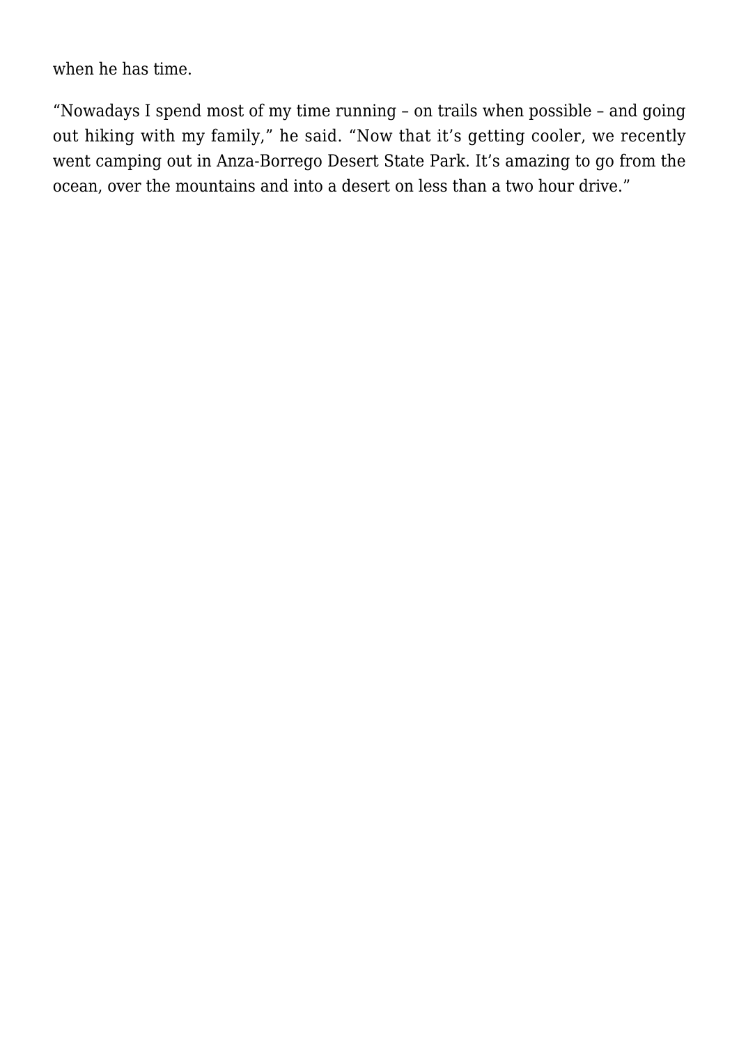when he has time.

“Nowadays I spend most of my time running – on trails when possible – and going out hiking with my family,” he said. “Now that it’s getting cooler, we recently went camping out in Anza-Borrego Desert State Park. It’s amazing to go from the ocean, over the mountains and into a desert on less than a two hour drive.”